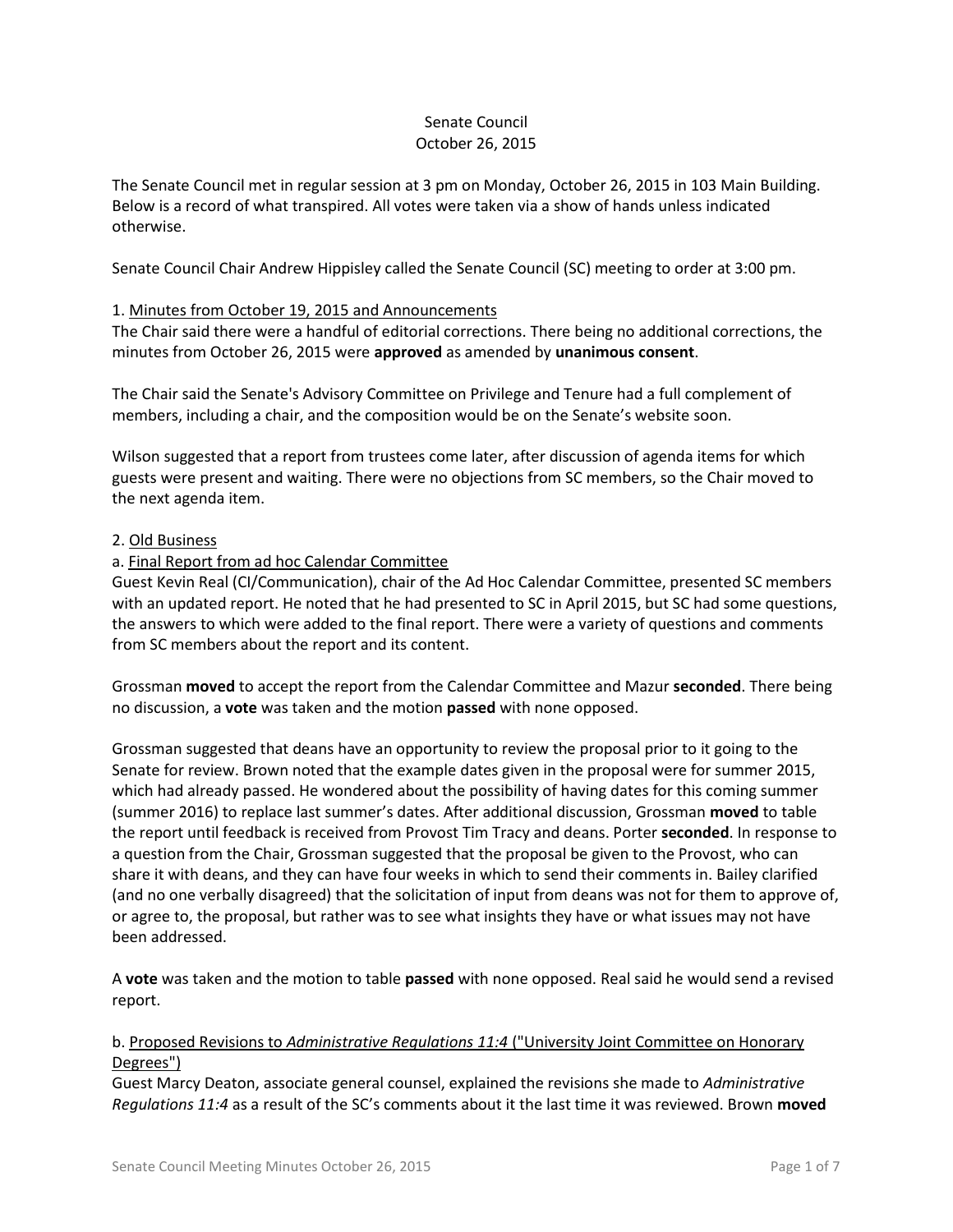Senate Council
October 26, 2015

The Senate Council met in regular session at 3 pm on Monday, October 26, 2015 in 103 Main Building. Below is a record of what transpired. All votes were taken via a show of hands unless indicated otherwise.

Senate Council Chair Andrew Hippisley called the Senate Council (SC) meeting to order at 3:00 pm.

1. Minutes from October 19, 2015 and Announcements

The Chair said there were a handful of editorial corrections. There being no additional corrections, the minutes from October 26, 2015 were **approved** as amended by **unanimous consent**.

The Chair said the Senate's Advisory Committee on Privilege and Tenure had a full complement of members, including a chair, and the composition would be on the Senate's website soon.

Wilson suggested that a report from trustees come later, after discussion of agenda items for which guests were present and waiting. There were no objections from SC members, so the Chair moved to the next agenda item.

2. Old Business

a. Final Report from ad hoc Calendar Committee

Guest Kevin Real (CI/Communication), chair of the Ad Hoc Calendar Committee, presented SC members with an updated report. He noted that he had presented to SC in April 2015, but SC had some questions, the answers to which were added to the final report. There were a variety of questions and comments from SC members about the report and its content.

Grossman **moved** to accept the report from the Calendar Committee and Mazur **seconded**. There being no discussion, a **vote** was taken and the motion **passed** with none opposed.

Grossman suggested that deans have an opportunity to review the proposal prior to it going to the Senate for review. Brown noted that the example dates given in the proposal were for summer 2015, which had already passed. He wondered about the possibility of having dates for this coming summer (summer 2016) to replace last summer's dates. After additional discussion, Grossman **moved** to table the report until feedback is received from Provost Tim Tracy and deans. Porter **seconded**. In response to a question from the Chair, Grossman suggested that the proposal be given to the Provost, who can share it with deans, and they can have four weeks in which to send their comments in. Bailey clarified (and no one verbally disagreed) that the solicitation of input from deans was not for them to approve of, or agree to, the proposal, but rather was to see what insights they have or what issues may not have been addressed.

A **vote** was taken and the motion to table **passed** with none opposed. Real said he would send a revised report.

b. Proposed Revisions to *Administrative Regulations 11:4* ("University Joint Committee on Honorary Degrees")

Guest Marcy Deaton, associate general counsel, explained the revisions she made to *Administrative Regulations 11:4* as a result of the SC's comments about it the last time it was reviewed. Brown **moved**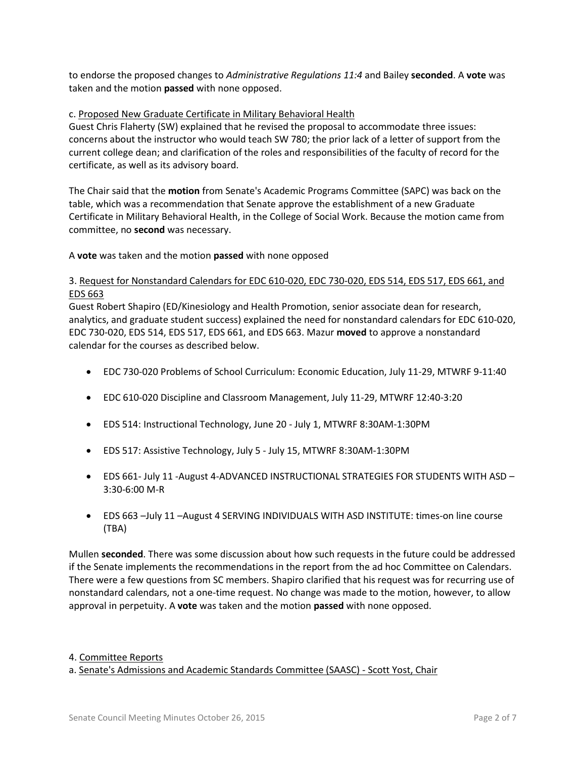to endorse the proposed changes to *Administrative Regulations 11:4* and Bailey **seconded**. A **vote** was taken and the motion **passed** with none opposed.

c. Proposed New Graduate Certificate in Military Behavioral Health

Guest Chris Flaherty (SW) explained that he revised the proposal to accommodate three issues: concerns about the instructor who would teach SW 780; the prior lack of a letter of support from the current college dean; and clarification of the roles and responsibilities of the faculty of record for the certificate, as well as its advisory board.

The Chair said that the **motion** from Senate's Academic Programs Committee (SAPC) was back on the table, which was a recommendation that Senate approve the establishment of a new Graduate Certificate in Military Behavioral Health, in the College of Social Work. Because the motion came from committee, no **second** was necessary.

A **vote** was taken and the motion **passed** with none opposed

3. Request for Nonstandard Calendars for EDC 610-020, EDC 730-020, EDS 514, EDS 517, EDS 661, and EDS 663

Guest Robert Shapiro (ED/Kinesiology and Health Promotion, senior associate dean for research, analytics, and graduate student success) explained the need for nonstandard calendars for EDC 610-020, EDC 730-020, EDS 514, EDS 517, EDS 661, and EDS 663. Mazur **moved** to approve a nonstandard calendar for the courses as described below.

- EDC 730-020 Problems of School Curriculum: Economic Education, July 11-29, MTWRF 9-11:40
- EDC 610-020 Discipline and Classroom Management, July 11-29, MTWRF 12:40-3:20
- EDS 514: Instructional Technology, June 20 - July 1, MTWRF 8:30AM-1:30PM
- EDS 517: Assistive Technology, July 5 - July 15, MTWRF 8:30AM-1:30PM
- EDS 661- July 11 -August 4-ADVANCED INSTRUCTIONAL STRATEGIES FOR STUDENTS WITH ASD – 3:30-6:00 M-R
- EDS 663 –July 11 –August 4 SERVING INDIVIDUALS WITH ASD INSTITUTE: times-on line course (TBA)

Mullen **seconded**. There was some discussion about how such requests in the future could be addressed if the Senate implements the recommendations in the report from the ad hoc Committee on Calendars. There were a few questions from SC members. Shapiro clarified that his request was for recurring use of nonstandard calendars, not a one-time request. No change was made to the motion, however, to allow approval in perpetuity. A **vote** was taken and the motion **passed** with none opposed.

4. Committee Reports

a. Senate's Admissions and Academic Standards Committee (SAASC) - Scott Yost, Chair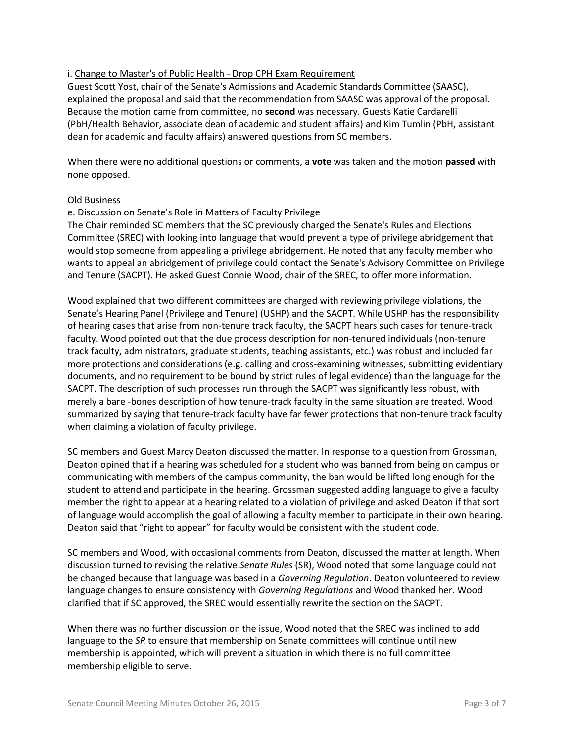i. <u>Change to Master's of Public Health - Drop CPH Exam Requirement</u>
Guest Scott Yost, chair of the Senate's Admissions and Academic Standards Committee (SAASC), explained the proposal and said that the recommendation from SAASC was approval of the proposal. Because the motion came from committee, no **second** was necessary. Guests Katie Cardarelli (PbH/Health Behavior, associate dean of academic and student affairs) and Kim Tumlin (PbH, assistant dean for academic and faculty affairs) answered questions from SC members.

When there were no additional questions or comments, a **vote** was taken and the motion **passed** with none opposed.

<u>Old Business</u>
e. <u>Discussion on Senate's Role in Matters of Faculty Privilege</u>
The Chair reminded SC members that the SC previously charged the Senate's Rules and Elections Committee (SREC) with looking into language that would prevent a type of privilege abridgement that would stop someone from appealing a privilege abridgement. He noted that any faculty member who wants to appeal an abridgement of privilege could contact the Senate's Advisory Committee on Privilege and Tenure (SACPT). He asked Guest Connie Wood, chair of the SREC, to offer more information.

Wood explained that two different committees are charged with reviewing privilege violations, the Senate's Hearing Panel (Privilege and Tenure) (USHP) and the SACPT. While USHP has the responsibility of hearing cases that arise from non-tenure track faculty, the SACPT hears such cases for tenure-track faculty. Wood pointed out that the due process description for non-tenured individuals (non-tenure track faculty, administrators, graduate students, teaching assistants, etc.) was robust and included far more protections and considerations (e.g. calling and cross-examining witnesses, submitting evidentiary documents, and no requirement to be bound by strict rules of legal evidence) than the language for the SACPT. The description of such processes run through the SACPT was significantly less robust, with merely a bare -bones description of how tenure-track faculty in the same situation are treated. Wood summarized by saying that tenure-track faculty have far fewer protections that non-tenure track faculty when claiming a violation of faculty privilege.

SC members and Guest Marcy Deaton discussed the matter. In response to a question from Grossman, Deaton opined that if a hearing was scheduled for a student who was banned from being on campus or communicating with members of the campus community, the ban would be lifted long enough for the student to attend and participate in the hearing. Grossman suggested adding language to give a faculty member the right to appear at a hearing related to a violation of privilege and asked Deaton if that sort of language would accomplish the goal of allowing a faculty member to participate in their own hearing. Deaton said that "right to appear" for faculty would be consistent with the student code.

SC members and Wood, with occasional comments from Deaton, discussed the matter at length. When discussion turned to revising the relative *Senate Rules* (SR), Wood noted that some language could not be changed because that language was based in a *Governing Regulation*. Deaton volunteered to review language changes to ensure consistency with *Governing Regulations* and Wood thanked her. Wood clarified that if SC approved, the SREC would essentially rewrite the section on the SACPT.

When there was no further discussion on the issue, Wood noted that the SREC was inclined to add language to the *SR* to ensure that membership on Senate committees will continue until new membership is appointed, which will prevent a situation in which there is no full committee membership eligible to serve.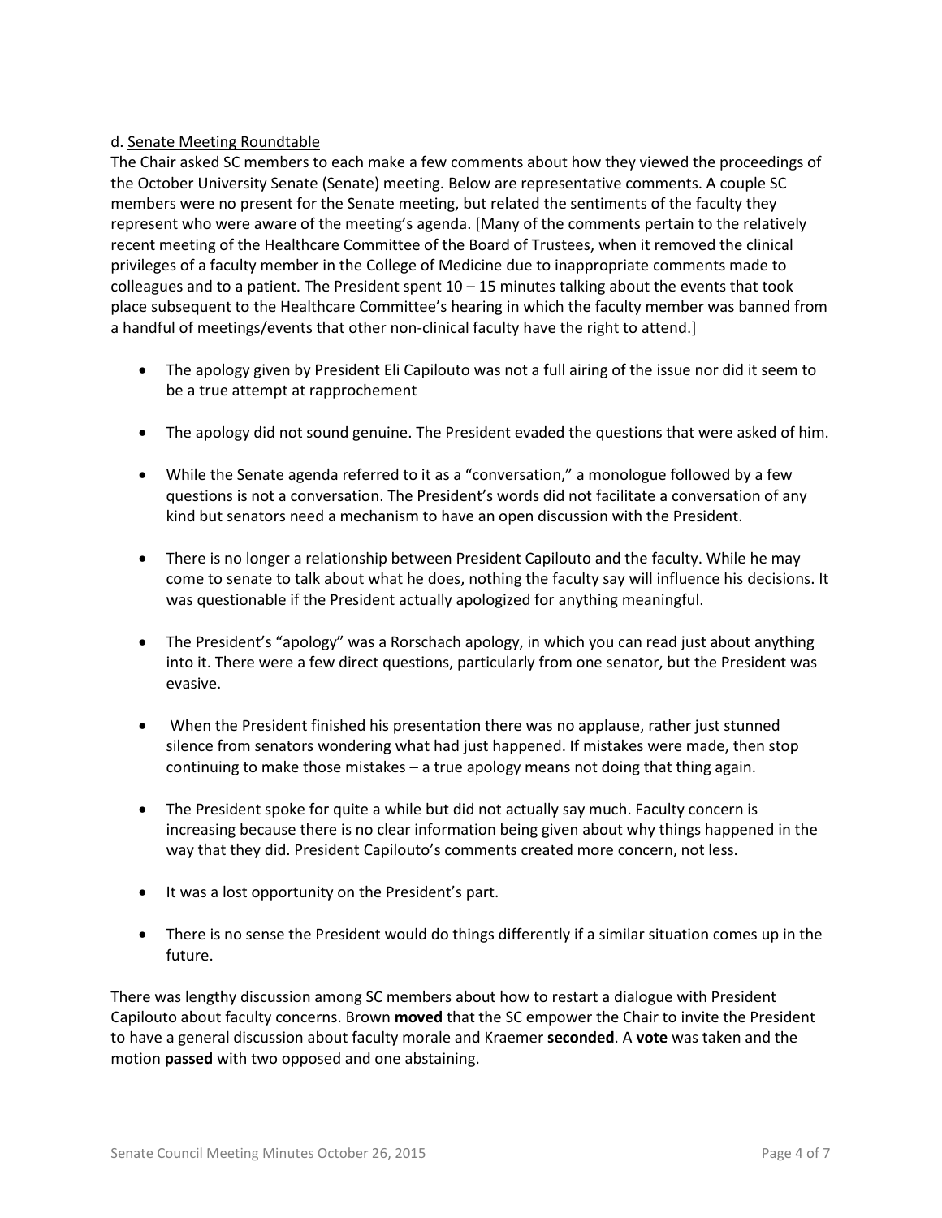d. <u>Senate Meeting Roundtable</u>

The Chair asked SC members to each make a few comments about how they viewed the proceedings of the October University Senate (Senate) meeting. Below are representative comments. A couple SC members were no present for the Senate meeting, but related the sentiments of the faculty they represent who were aware of the meeting's agenda. [Many of the comments pertain to the relatively recent meeting of the Healthcare Committee of the Board of Trustees, when it removed the clinical privileges of a faculty member in the College of Medicine due to inappropriate comments made to colleagues and to a patient. The President spent 10 – 15 minutes talking about the events that took place subsequent to the Healthcare Committee's hearing in which the faculty member was banned from a handful of meetings/events that other non-clinical faculty have the right to attend.]

- The apology given by President Eli Capilouto was not a full airing of the issue nor did it seem to be a true attempt at rapprochement
- The apology did not sound genuine. The President evaded the questions that were asked of him.
- While the Senate agenda referred to it as a "conversation," a monologue followed by a few questions is not a conversation. The President's words did not facilitate a conversation of any kind but senators need a mechanism to have an open discussion with the President.
- There is no longer a relationship between President Capilouto and the faculty. While he may come to senate to talk about what he does, nothing the faculty say will influence his decisions. It was questionable if the President actually apologized for anything meaningful.
- The President's "apology" was a Rorschach apology, in which you can read just about anything into it. There were a few direct questions, particularly from one senator, but the President was evasive.
- When the President finished his presentation there was no applause, rather just stunned silence from senators wondering what had just happened. If mistakes were made, then stop continuing to make those mistakes – a true apology means not doing that thing again.
- The President spoke for quite a while but did not actually say much. Faculty concern is increasing because there is no clear information being given about why things happened in the way that they did. President Capilouto's comments created more concern, not less.
- It was a lost opportunity on the President's part.
- There is no sense the President would do things differently if a similar situation comes up in the future.

There was lengthy discussion among SC members about how to restart a dialogue with President Capilouto about faculty concerns. Brown **moved** that the SC empower the Chair to invite the President to have a general discussion about faculty morale and Kraemer **seconded**. A **vote** was taken and the motion **passed** with two opposed and one abstaining.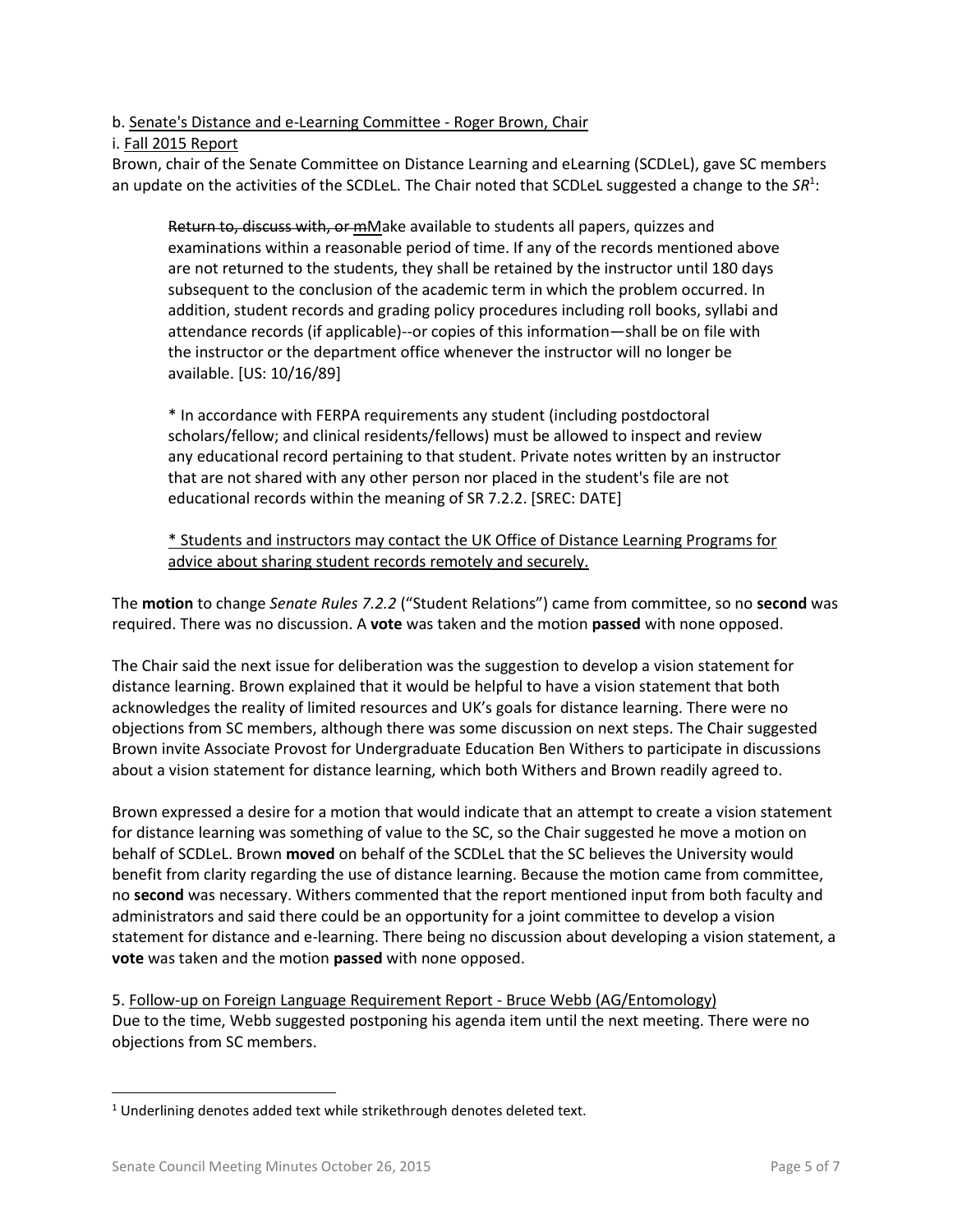b. <u>Senate's Distance and e-Learning Committee - Roger Brown, Chair</u>

i. <u>Fall 2015 Report</u>

Brown, chair of the Senate Committee on Distance Learning and eLearning (SCDLeL), gave SC members an update on the activities of the SCDLeL. The Chair noted that SCDLeL suggested a change to the *SR*[1]:

> ~~Return to, discuss with, or m~~<u>M</u>ake available to students all papers, quizzes and examinations within a reasonable period of time. If any of the records mentioned above are not returned to the students, they shall be retained by the instructor until 180 days subsequent to the conclusion of the academic term in which the problem occurred. In addition, student records and grading policy procedures including roll books, syllabi and attendance records (if applicable)--or copies of this information—shall be on file with the instructor or the department office whenever the instructor will no longer be available. [US: 10/16/89]
>
> * In accordance with FERPA requirements any student (including postdoctoral scholars/fellow; and clinical residents/fellows) must be allowed to inspect and review any educational record pertaining to that student. Private notes written by an instructor that are not shared with any other person nor placed in the student's file are not educational records within the meaning of SR 7.2.2. [SREC: DATE]
>
> <u>* Students and instructors may contact the UK Office of Distance Learning Programs for advice about sharing student records remotely and securely.</u>

The **motion** to change *Senate Rules 7.2.2* ("Student Relations") came from committee, so no **second** was required. There was no discussion. A **vote** was taken and the motion **passed** with none opposed.

The Chair said the next issue for deliberation was the suggestion to develop a vision statement for distance learning. Brown explained that it would be helpful to have a vision statement that both acknowledges the reality of limited resources and UK's goals for distance learning. There were no objections from SC members, although there was some discussion on next steps. The Chair suggested Brown invite Associate Provost for Undergraduate Education Ben Withers to participate in discussions about a vision statement for distance learning, which both Withers and Brown readily agreed to.

Brown expressed a desire for a motion that would indicate that an attempt to create a vision statement for distance learning was something of value to the SC, so the Chair suggested he move a motion on behalf of SCDLeL. Brown **moved** on behalf of the SCDLeL that the SC believes the University would benefit from clarity regarding the use of distance learning. Because the motion came from committee, no **second** was necessary. Withers commented that the report mentioned input from both faculty and administrators and said there could be an opportunity for a joint committee to develop a vision statement for distance and e-learning. There being no discussion about developing a vision statement, a **vote** was taken and the motion **passed** with none opposed.

5. <u>Follow-up on Foreign Language Requirement Report - Bruce Webb (AG/Entomology)</u>

Due to the time, Webb suggested postponing his agenda item until the next meeting. There were no objections from SC members.

---

[1] Underlining denotes added text while strikethrough denotes deleted text.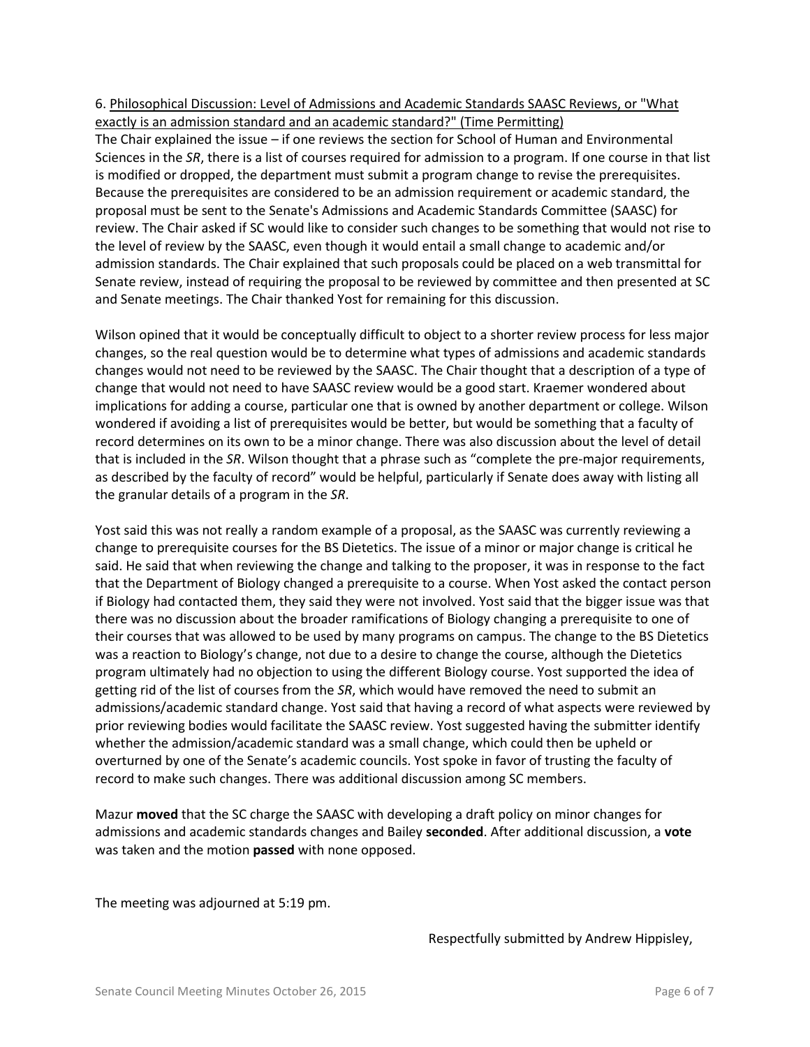6. <u>Philosophical Discussion: Level of Admissions and Academic Standards SAASC Reviews, or "What exactly is an admission standard and an academic standard?" (Time Permitting)</u>

The Chair explained the issue – if one reviews the section for School of Human and Environmental Sciences in the *SR*, there is a list of courses required for admission to a program. If one course in that list is modified or dropped, the department must submit a program change to revise the prerequisites. Because the prerequisites are considered to be an admission requirement or academic standard, the proposal must be sent to the Senate's Admissions and Academic Standards Committee (SAASC) for review. The Chair asked if SC would like to consider such changes to be something that would not rise to the level of review by the SAASC, even though it would entail a small change to academic and/or admission standards. The Chair explained that such proposals could be placed on a web transmittal for Senate review, instead of requiring the proposal to be reviewed by committee and then presented at SC and Senate meetings. The Chair thanked Yost for remaining for this discussion.

Wilson opined that it would be conceptually difficult to object to a shorter review process for less major changes, so the real question would be to determine what types of admissions and academic standards changes would not need to be reviewed by the SAASC. The Chair thought that a description of a type of change that would not need to have SAASC review would be a good start. Kraemer wondered about implications for adding a course, particular one that is owned by another department or college. Wilson wondered if avoiding a list of prerequisites would be better, but would be something that a faculty of record determines on its own to be a minor change. There was also discussion about the level of detail that is included in the *SR*. Wilson thought that a phrase such as "complete the pre-major requirements, as described by the faculty of record" would be helpful, particularly if Senate does away with listing all the granular details of a program in the *SR*.

Yost said this was not really a random example of a proposal, as the SAASC was currently reviewing a change to prerequisite courses for the BS Dietetics. The issue of a minor or major change is critical he said. He said that when reviewing the change and talking to the proposer, it was in response to the fact that the Department of Biology changed a prerequisite to a course. When Yost asked the contact person if Biology had contacted them, they said they were not involved. Yost said that the bigger issue was that there was no discussion about the broader ramifications of Biology changing a prerequisite to one of their courses that was allowed to be used by many programs on campus. The change to the BS Dietetics was a reaction to Biology's change, not due to a desire to change the course, although the Dietetics program ultimately had no objection to using the different Biology course. Yost supported the idea of getting rid of the list of courses from the *SR*, which would have removed the need to submit an admissions/academic standard change. Yost said that having a record of what aspects were reviewed by prior reviewing bodies would facilitate the SAASC review. Yost suggested having the submitter identify whether the admission/academic standard was a small change, which could then be upheld or overturned by one of the Senate's academic councils. Yost spoke in favor of trusting the faculty of record to make such changes. There was additional discussion among SC members.

Mazur **moved** that the SC charge the SAASC with developing a draft policy on minor changes for admissions and academic standards changes and Bailey **seconded**. After additional discussion, a **vote** was taken and the motion **passed** with none opposed.

The meeting was adjourned at 5:19 pm.

Respectfully submitted by Andrew Hippisley,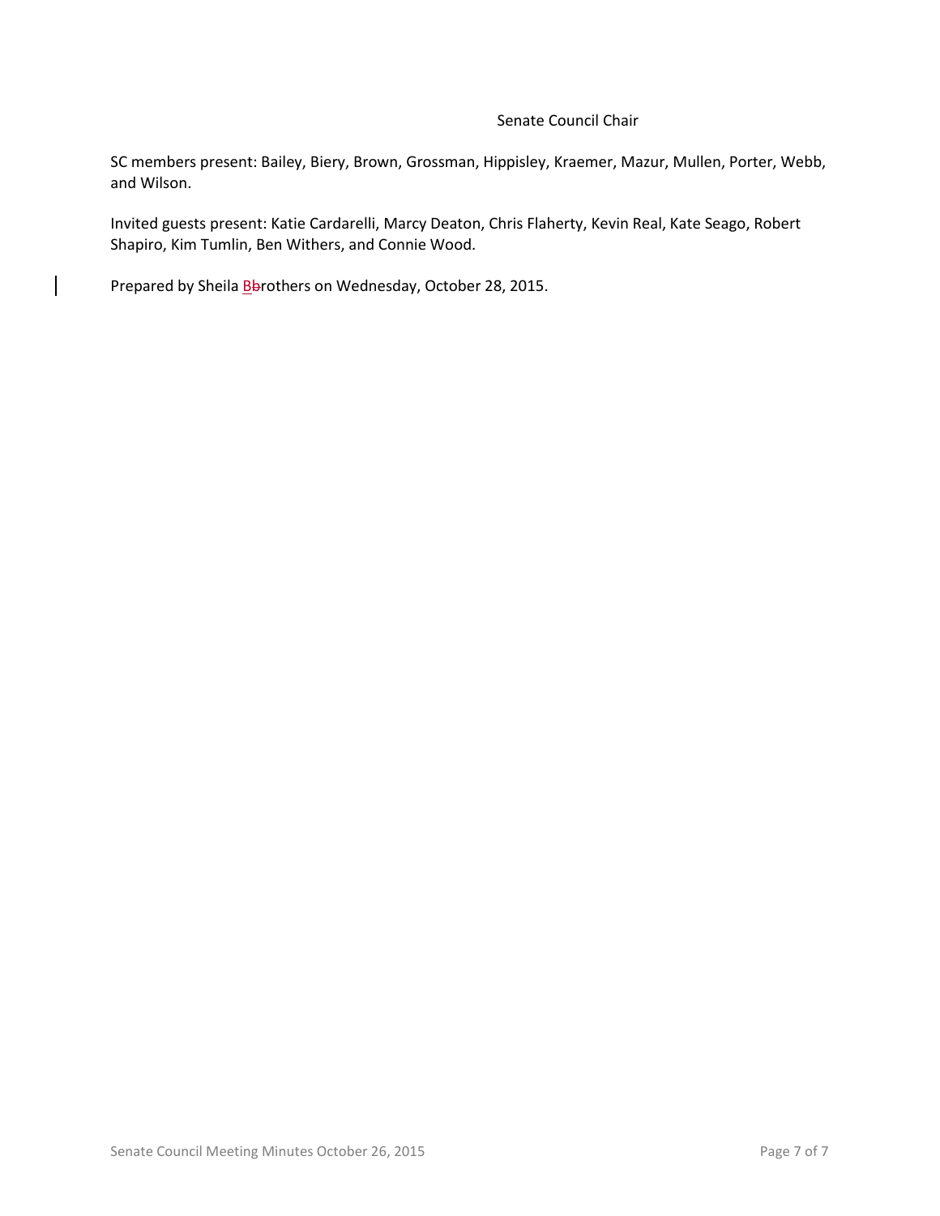Senate Council Chair

SC members present: Bailey, Biery, Brown, Grossman, Hippisley, Kraemer, Mazur, Mullen, Porter, Webb, and Wilson.

Invited guests present: Katie Cardarelli, Marcy Deaton, Chris Flaherty, Kevin Real, Kate Seago, Robert Shapiro, Kim Tumlin, Ben Withers, and Connie Wood.

Prepared by Sheila Bbrothers on Wednesday, October 28, 2015.